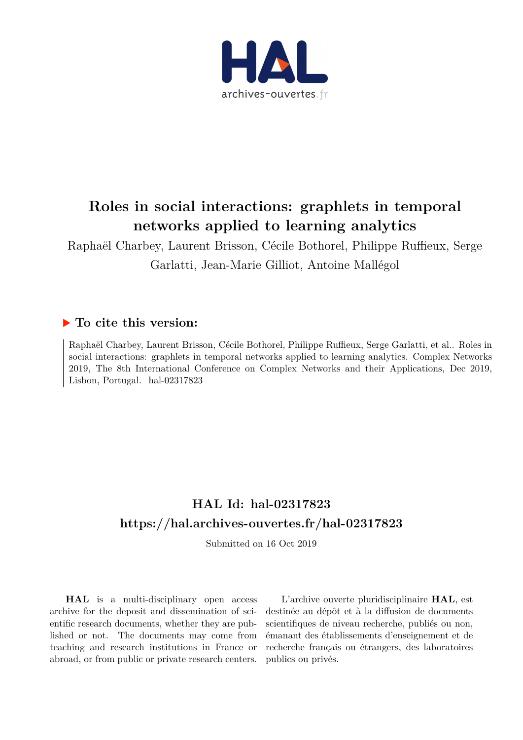# Roles in social interactions: graphlets in temporal networks applied to learning analytics

Raphaël Charbey, Laurent Brisson, Cécile Bothorel, Philippe Ruffieux, Serge Garlatti, Jean-Marie Gilliot, Antoine Mallégol

## ▶ To cite this version:

Raphaël Charbey, Laurent Brisson, Cécile Bothorel, Philippe Ruffieux, Serge Garlatti, et al.. Roles in social interactions: graphlets in temporal networks applied to learning analytics. Complex Networks 2019, The 8th International Conference on Complex Networks and their Applications, Dec 2019, Lisbon, Portugal. hal-02317823

## HAL Id: hal-02317823
## https://hal.archives-ouvertes.fr/hal-02317823

Submitted on 16 Oct 2019

**HAL** is a multi-disciplinary open access archive for the deposit and dissemination of scientific research documents, whether they are published or not. The documents may come from teaching and research institutions in France or abroad, or from public or private research centers.

L'archive ouverte pluridisciplinaire **HAL**, est destinée au dépôt et à la diffusion de documents scientifiques de niveau recherche, publiés ou non, émanant des établissements d'enseignement et de recherche français ou étrangers, des laboratoires publics ou privés.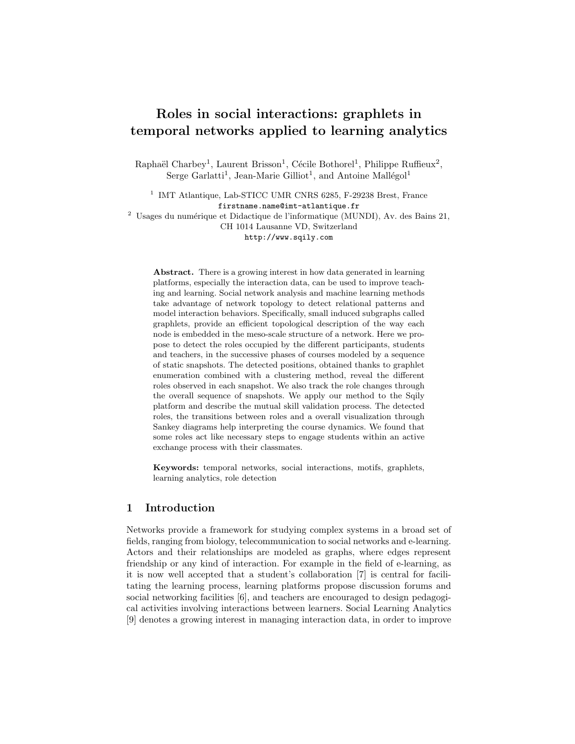# Roles in social interactions: graphlets in temporal networks applied to learning analytics

Raphaël Charbey[1], Laurent Brisson[1], Cécile Bothorel[1], Philippe Ruffieux[2], Serge Garlatti[1], Jean-Marie Gilliot[1], and Antoine Mallégol[1]

[1] IMT Atlantique, Lab-STICC UMR CNRS 6285, F-29238 Brest, France
`firstname.name@imt-atlantique.fr`

[2] Usages du numérique et Didactique de l'informatique (MUNDI), Av. des Bains 21, CH 1014 Lausanne VD, Switzerland
`http://www.sqily.com`

**Abstract.** There is a growing interest in how data generated in learning platforms, especially the interaction data, can be used to improve teaching and learning. Social network analysis and machine learning methods take advantage of network topology to detect relational patterns and model interaction behaviors. Specifically, small induced subgraphs called graphlets, provide an efficient topological description of the way each node is embedded in the meso-scale structure of a network. Here we propose to detect the roles occupied by the different participants, students and teachers, in the successive phases of courses modeled by a sequence of static snapshots. The detected positions, obtained thanks to graphlet enumeration combined with a clustering method, reveal the different roles observed in each snapshot. We also track the role changes through the overall sequence of snapshots. We apply our method to the Sqily platform and describe the mutual skill validation process. The detected roles, the transitions between roles and a overall visualization through Sankey diagrams help interpreting the course dynamics. We found that some roles act like necessary steps to engage students within an active exchange process with their classmates.

**Keywords:** temporal networks, social interactions, motifs, graphlets, learning analytics, role detection

## 1 Introduction

Networks provide a framework for studying complex systems in a broad set of fields, ranging from biology, telecommunication to social networks and e-learning. Actors and their relationships are modeled as graphs, where edges represent friendship or any kind of interaction. For example in the field of e-learning, as it is now well accepted that a student's collaboration [7] is central for facilitating the learning process, learning platforms propose discussion forums and social networking facilities [6], and teachers are encouraged to design pedagogical activities involving interactions between learners. Social Learning Analytics [9] denotes a growing interest in managing interaction data, in order to improve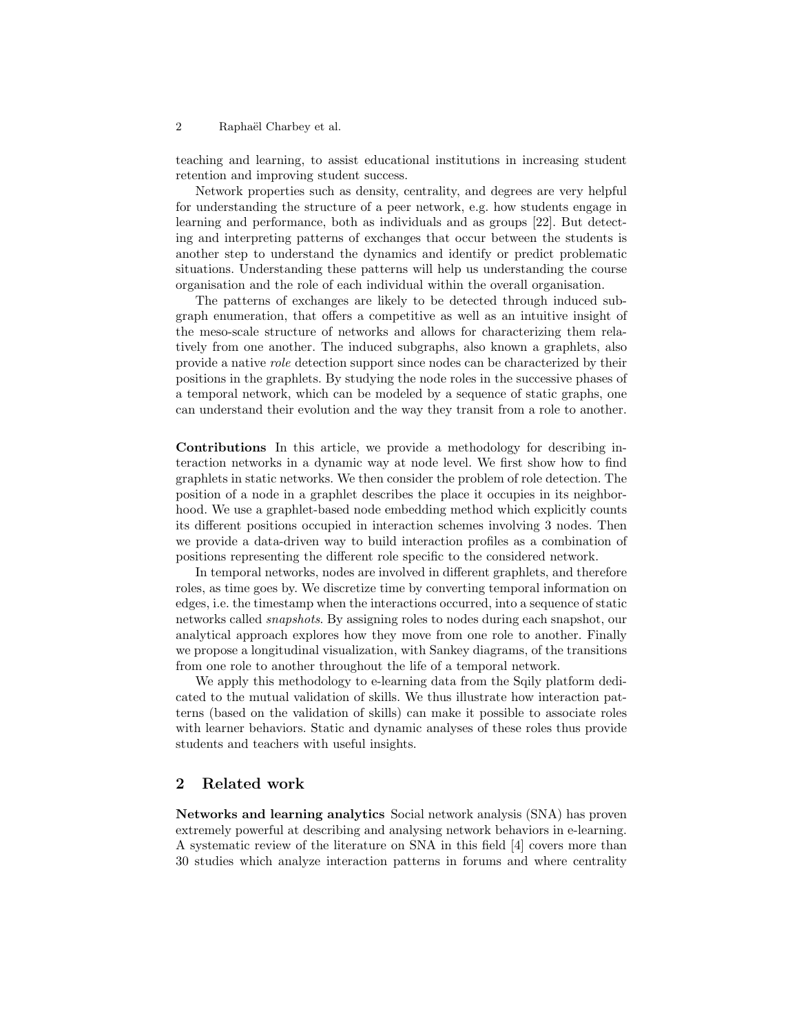teaching and learning, to assist educational institutions in increasing student retention and improving student success.

Network properties such as density, centrality, and degrees are very helpful for understanding the structure of a peer network, e.g. how students engage in learning and performance, both as individuals and as groups [22]. But detecting and interpreting patterns of exchanges that occur between the students is another step to understand the dynamics and identify or predict problematic situations. Understanding these patterns will help us understanding the course organisation and the role of each individual within the overall organisation.

The patterns of exchanges are likely to be detected through induced subgraph enumeration, that offers a competitive as well as an intuitive insight of the meso-scale structure of networks and allows for characterizing them relatively from one another. The induced subgraphs, also known a graphlets, also provide a native *role* detection support since nodes can be characterized by their positions in the graphlets. By studying the node roles in the successive phases of a temporal network, which can be modeled by a sequence of static graphs, one can understand their evolution and the way they transit from a role to another.

**Contributions** In this article, we provide a methodology for describing interaction networks in a dynamic way at node level. We first show how to find graphlets in static networks. We then consider the problem of role detection. The position of a node in a graphlet describes the place it occupies in its neighborhood. We use a graphlet-based node embedding method which explicitly counts its different positions occupied in interaction schemes involving 3 nodes. Then we provide a data-driven way to build interaction profiles as a combination of positions representing the different role specific to the considered network.

In temporal networks, nodes are involved in different graphlets, and therefore roles, as time goes by. We discretize time by converting temporal information on edges, i.e. the timestamp when the interactions occurred, into a sequence of static networks called *snapshots*. By assigning roles to nodes during each snapshot, our analytical approach explores how they move from one role to another. Finally we propose a longitudinal visualization, with Sankey diagrams, of the transitions from one role to another throughout the life of a temporal network.

We apply this methodology to e-learning data from the Sqily platform dedicated to the mutual validation of skills. We thus illustrate how interaction patterns (based on the validation of skills) can make it possible to associate roles with learner behaviors. Static and dynamic analyses of these roles thus provide students and teachers with useful insights.

## 2 Related work

**Networks and learning analytics** Social network analysis (SNA) has proven extremely powerful at describing and analysing network behaviors in e-learning. A systematic review of the literature on SNA in this field [4] covers more than 30 studies which analyze interaction patterns in forums and where centrality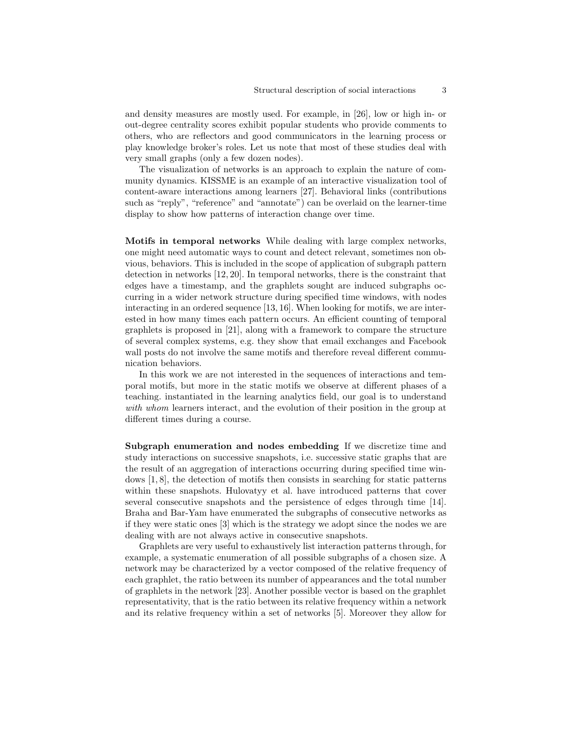and density measures are mostly used. For example, in [26], low or high in- or out-degree centrality scores exhibit popular students who provide comments to others, who are reflectors and good communicators in the learning process or play knowledge broker's roles. Let us note that most of these studies deal with very small graphs (only a few dozen nodes).

The visualization of networks is an approach to explain the nature of community dynamics. KISSME is an example of an interactive visualization tool of content-aware interactions among learners [27]. Behavioral links (contributions such as "reply", "reference" and "annotate") can be overlaid on the learner-time display to show how patterns of interaction change over time.

**Motifs in temporal networks** While dealing with large complex networks, one might need automatic ways to count and detect relevant, sometimes non obvious, behaviors. This is included in the scope of application of subgraph pattern detection in networks [12, 20]. In temporal networks, there is the constraint that edges have a timestamp, and the graphlets sought are induced subgraphs occurring in a wider network structure during specified time windows, with nodes interacting in an ordered sequence [13, 16]. When looking for motifs, we are interested in how many times each pattern occurs. An efficient counting of temporal graphlets is proposed in [21], along with a framework to compare the structure of several complex systems, e.g. they show that email exchanges and Facebook wall posts do not involve the same motifs and therefore reveal different communication behaviors.

In this work we are not interested in the sequences of interactions and temporal motifs, but more in the static motifs we observe at different phases of a teaching. instantiated in the learning analytics field, our goal is to understand *with whom* learners interact, and the evolution of their position in the group at different times during a course.

**Subgraph enumeration and nodes embedding** If we discretize time and study interactions on successive snapshots, i.e. successive static graphs that are the result of an aggregation of interactions occurring during specified time windows [1, 8], the detection of motifs then consists in searching for static patterns within these snapshots. Hulovatyy et al. have introduced patterns that cover several consecutive snapshots and the persistence of edges through time [14]. Braha and Bar-Yam have enumerated the subgraphs of consecutive networks as if they were static ones [3] which is the strategy we adopt since the nodes we are dealing with are not always active in consecutive snapshots.

Graphlets are very useful to exhaustively list interaction patterns through, for example, a systematic enumeration of all possible subgraphs of a chosen size. A network may be characterized by a vector composed of the relative frequency of each graphlet, the ratio between its number of appearances and the total number of graphlets in the network [23]. Another possible vector is based on the graphlet representativity, that is the ratio between its relative frequency within a network and its relative frequency within a set of networks [5]. Moreover they allow for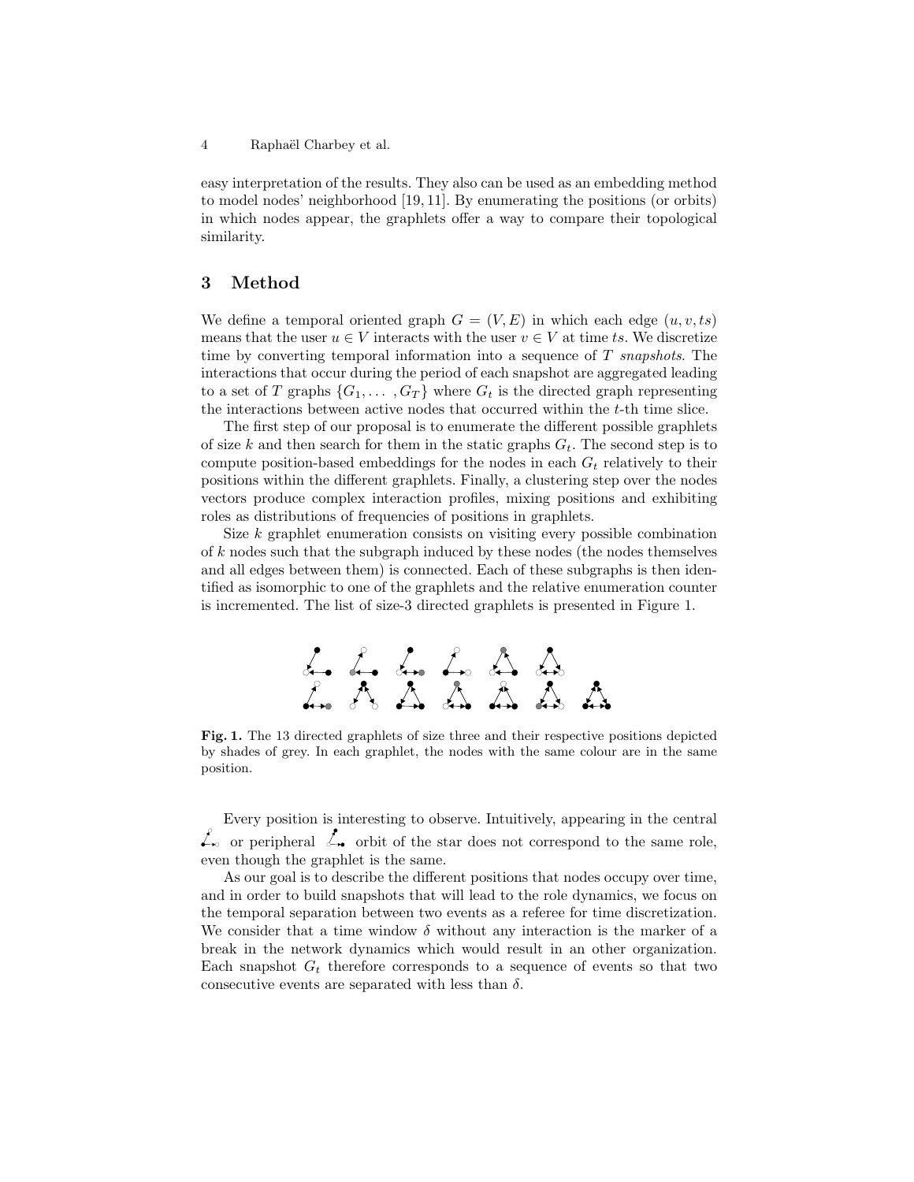easy interpretation of the results. They also can be used as an embedding method to model nodes' neighborhood [19, 11]. By enumerating the positions (or orbits) in which nodes appear, the graphlets offer a way to compare their topological similarity.

## 3 Method

We define a temporal oriented graph $G = (V, E)$ in which each edge $(u, v, ts)$ means that the user $u \in V$ interacts with the user $v \in V$ at time $ts$. We discretize time by converting temporal information into a sequence of $T$ *snapshots*. The interactions that occur during the period of each snapshot are aggregated leading to a set of $T$ graphs $\{G_1, \ldots, G_T\}$ where $G_t$ is the directed graph representing the interactions between active nodes that occurred within the $t$-th time slice.

The first step of our proposal is to enumerate the different possible graphlets of size $k$ and then search for them in the static graphs $G_t$. The second step is to compute position-based embeddings for the nodes in each $G_t$ relatively to their positions within the different graphlets. Finally, a clustering step over the nodes vectors produce complex interaction profiles, mixing positions and exhibiting roles as distributions of frequencies of positions in graphlets.

Size $k$ graphlet enumeration consists on visiting every possible combination of $k$ nodes such that the subgraph induced by these nodes (the nodes themselves and all edges between them) is connected. Each of these subgraphs is then identified as isomorphic to one of the graphlets and the relative enumeration counter is incremented. The list of size-3 directed graphlets is presented in Figure 1.

**Fig. 1.** The 13 directed graphlets of size three and their respective positions depicted by shades of grey. In each graphlet, the nodes with the same colour are in the same position.

Every position is interesting to observe. Intuitively, appearing in the central or peripheral orbit of the star does not correspond to the same role, even though the graphlet is the same.

As our goal is to describe the different positions that nodes occupy over time, and in order to build snapshots that will lead to the role dynamics, we focus on the temporal separation between two events as a referee for time discretization. We consider that a time window $\delta$ without any interaction is the marker of a break in the network dynamics which would result in an other organization. Each snapshot $G_t$ therefore corresponds to a sequence of events so that two consecutive events are separated with less than $\delta$.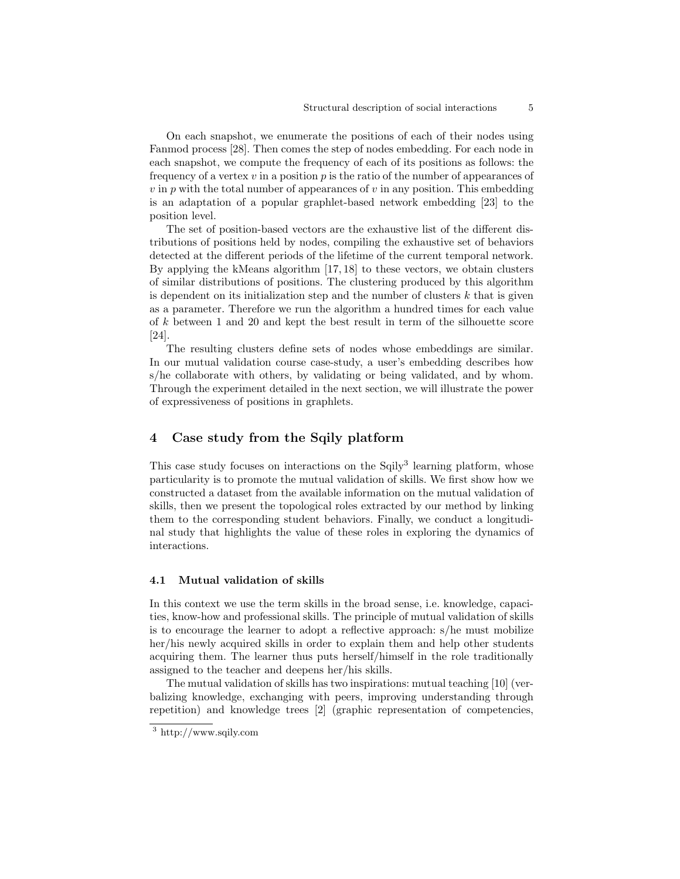On each snapshot, we enumerate the positions of each of their nodes using Fanmod process [28]. Then comes the step of nodes embedding. For each node in each snapshot, we compute the frequency of each of its positions as follows: the frequency of a vertex $v$ in a position $p$ is the ratio of the number of appearances of $v$ in $p$ with the total number of appearances of $v$ in any position. This embedding is an adaptation of a popular graphlet-based network embedding [23] to the position level.

The set of position-based vectors are the exhaustive list of the different distributions of positions held by nodes, compiling the exhaustive set of behaviors detected at the different periods of the lifetime of the current temporal network. By applying the kMeans algorithm [17, 18] to these vectors, we obtain clusters of similar distributions of positions. The clustering produced by this algorithm is dependent on its initialization step and the number of clusters $k$ that is given as a parameter. Therefore we run the algorithm a hundred times for each value of $k$ between 1 and 20 and kept the best result in term of the silhouette score [24].

The resulting clusters define sets of nodes whose embeddings are similar. In our mutual validation course case-study, a user's embedding describes how s/he collaborate with others, by validating or being validated, and by whom. Through the experiment detailed in the next section, we will illustrate the power of expressiveness of positions in graphlets.

## 4 Case study from the Sqily platform

This case study focuses on interactions on the Sqily[3] learning platform, whose particularity is to promote the mutual validation of skills. We first show how we constructed a dataset from the available information on the mutual validation of skills, then we present the topological roles extracted by our method by linking them to the corresponding student behaviors. Finally, we conduct a longitudinal study that highlights the value of these roles in exploring the dynamics of interactions.

### 4.1 Mutual validation of skills

In this context we use the term skills in the broad sense, i.e. knowledge, capacities, know-how and professional skills. The principle of mutual validation of skills is to encourage the learner to adopt a reflective approach: s/he must mobilize her/his newly acquired skills in order to explain them and help other students acquiring them. The learner thus puts herself/himself in the role traditionally assigned to the teacher and deepens her/his skills.

The mutual validation of skills has two inspirations: mutual teaching [10] (verbalizing knowledge, exchanging with peers, improving understanding through repetition) and knowledge trees [2] (graphic representation of competencies,

[3] http://www.sqily.com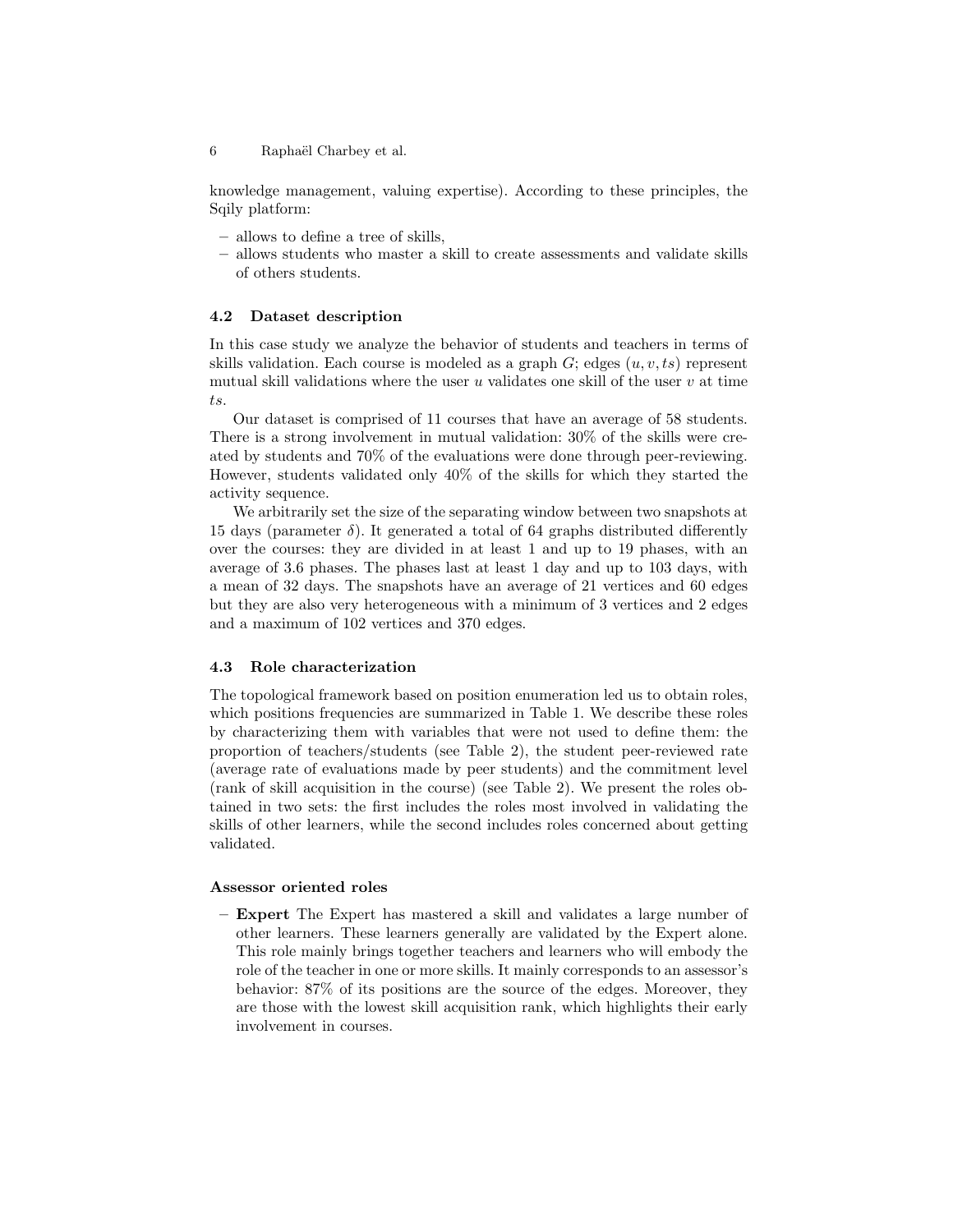knowledge management, valuing expertise). According to these principles, the Sqily platform:

- allows to define a tree of skills,
- allows students who master a skill to create assessments and validate skills of others students.

### 4.2 Dataset description

In this case study we analyze the behavior of students and teachers in terms of skills validation. Each course is modeled as a graph $G$; edges $(u, v, ts)$ represent mutual skill validations where the user $u$ validates one skill of the user $v$ at time $ts$.

Our dataset is comprised of 11 courses that have an average of 58 students. There is a strong involvement in mutual validation: 30% of the skills were created by students and 70% of the evaluations were done through peer-reviewing. However, students validated only 40% of the skills for which they started the activity sequence.

We arbitrarily set the size of the separating window between two snapshots at 15 days (parameter $\delta$). It generated a total of 64 graphs distributed differently over the courses: they are divided in at least 1 and up to 19 phases, with an average of 3.6 phases. The phases last at least 1 day and up to 103 days, with a mean of 32 days. The snapshots have an average of 21 vertices and 60 edges but they are also very heterogeneous with a minimum of 3 vertices and 2 edges and a maximum of 102 vertices and 370 edges.

### 4.3 Role characterization

The topological framework based on position enumeration led us to obtain roles, which positions frequencies are summarized in Table 1. We describe these roles by characterizing them with variables that were not used to define them: the proportion of teachers/students (see Table 2), the student peer-reviewed rate (average rate of evaluations made by peer students) and the commitment level (rank of skill acquisition in the course) (see Table 2). We present the roles obtained in two sets: the first includes the roles most involved in validating the skills of other learners, while the second includes roles concerned about getting validated.

**Assessor oriented roles**

- **Expert** The Expert has mastered a skill and validates a large number of other learners. These learners generally are validated by the Expert alone. This role mainly brings together teachers and learners who will embody the role of the teacher in one or more skills. It mainly corresponds to an assessor's behavior: 87% of its positions are the source of the edges. Moreover, they are those with the lowest skill acquisition rank, which highlights their early involvement in courses.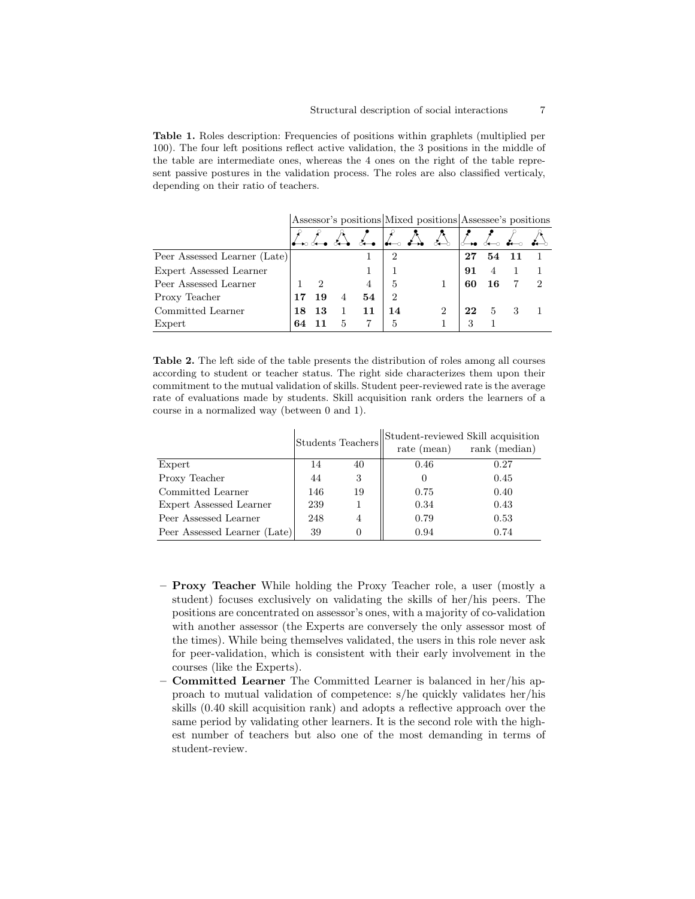**Table 1.** Roles description: Frequencies of positions within graphlets (multiplied per 100). The four left positions reflect active validation, the 3 positions in the middle of the table are intermediate ones, whereas the 4 ones on the right of the table represent passive postures in the validation process. The roles are also classified verticaly, depending on their ratio of teachers.

| | Assessor's positions | | | | Mixed positions | | | Assessee's positions | | | |
|---|---|---|---|---|---|---|---|---|---|---|---|
| Peer Assessed Learner (Late) | | | | 1 | 2 | | | **27** | **54** | **11** | 1 |
| Expert Assessed Learner | | | | 1 | 1 | | | **91** | 4 | 1 | 1 |
| Peer Assessed Learner | 1 | 2 | | 4 | 5 | | 1 | **60** | **16** | 7 | 2 |
| Proxy Teacher | **17** | **19** | 4 | **54** | 2 | | | | | | |
| Committed Learner | **18** | **13** | 1 | **11** | **14** | | 2 | **22** | 5 | 3 | 1 |
| Expert | **64** | **11** | 5 | 7 | 5 | | 1 | 3 | 1 | | |

**Table 2.** The left side of the table presents the distribution of roles among all courses according to student or teacher status. The right side characterizes them upon their commitment to the mutual validation of skills. Student peer-reviewed rate is the average rate of evaluations made by students. Skill acquisition rank orders the learners of a course in a normalized way (between 0 and 1).

| | Students | Teachers | Student-reviewed rate (mean) | Skill acquisition rank (median) |
|---|---|---|---|---|
| Expert | 14 | 40 | 0.46 | 0.27 |
| Proxy Teacher | 44 | 3 | 0 | 0.45 |
| Committed Learner | 146 | 19 | 0.75 | 0.40 |
| Expert Assessed Learner | 239 | 1 | 0.34 | 0.43 |
| Peer Assessed Learner | 248 | 4 | 0.79 | 0.53 |
| Peer Assessed Learner (Late) | 39 | 0 | 0.94 | 0.74 |

- **Proxy Teacher** While holding the Proxy Teacher role, a user (mostly a student) focuses exclusively on validating the skills of her/his peers. The positions are concentrated on assessor's ones, with a majority of co-validation with another assessor (the Experts are conversely the only assessor most of the times). While being themselves validated, the users in this role never ask for peer-validation, which is consistent with their early involvement in the courses (like the Experts).
- **Committed Learner** The Committed Learner is balanced in her/his approach to mutual validation of competence: s/he quickly validates her/his skills (0.40 skill acquisition rank) and adopts a reflective approach over the same period by validating other learners. It is the second role with the highest number of teachers but also one of the most demanding in terms of student-review.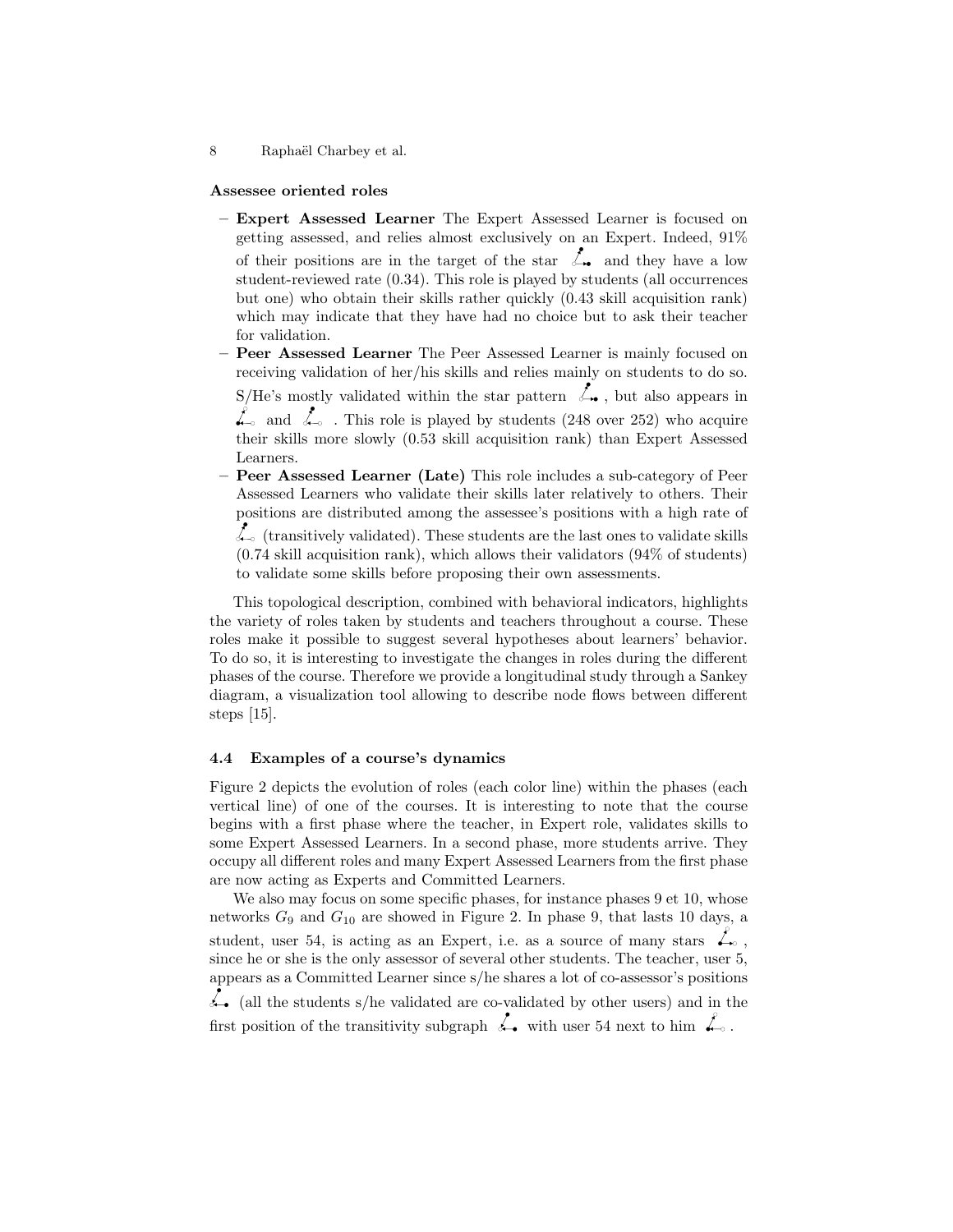**Assessee oriented roles**

- **Expert Assessed Learner** The Expert Assessed Learner is focused on getting assessed, and relies almost exclusively on an Expert. Indeed, 91% of their positions are in the target of the star and they have a low student-reviewed rate (0.34). This role is played by students (all occurrences but one) who obtain their skills rather quickly (0.43 skill acquisition rank) which may indicate that they have had no choice but to ask their teacher for validation.
- **Peer Assessed Learner** The Peer Assessed Learner is mainly focused on receiving validation of her/his skills and relies mainly on students to do so. S/He's mostly validated within the star pattern , but also appears in and . This role is played by students (248 over 252) who acquire their skills more slowly (0.53 skill acquisition rank) than Expert Assessed Learners.
- **Peer Assessed Learner (Late)** This role includes a sub-category of Peer Assessed Learners who validate their skills later relatively to others. Their positions are distributed among the assessee's positions with a high rate of (transitively validated). These students are the last ones to validate skills (0.74 skill acquisition rank), which allows their validators (94% of students) to validate some skills before proposing their own assessments.

This topological description, combined with behavioral indicators, highlights the variety of roles taken by students and teachers throughout a course. These roles make it possible to suggest several hypotheses about learners' behavior. To do so, it is interesting to investigate the changes in roles during the different phases of the course. Therefore we provide a longitudinal study through a Sankey diagram, a visualization tool allowing to describe node flows between different steps [15].

### 4.4 Examples of a course's dynamics

Figure 2 depicts the evolution of roles (each color line) within the phases (each vertical line) of one of the courses. It is interesting to note that the course begins with a first phase where the teacher, in Expert role, validates skills to some Expert Assessed Learners. In a second phase, more students arrive. They occupy all different roles and many Expert Assessed Learners from the first phase are now acting as Experts and Committed Learners.

We also may focus on some specific phases, for instance phases 9 et 10, whose networks $G_9$ and $G_{10}$ are showed in Figure 2. In phase 9, that lasts 10 days, a student, user 54, is acting as an Expert, i.e. as a source of many stars , since he or she is the only assessor of several other students. The teacher, user 5, appears as a Committed Learner since s/he shares a lot of co-assessor's positions (all the students s/he validated are co-validated by other users) and in the first position of the transitivity subgraph with user 54 next to him .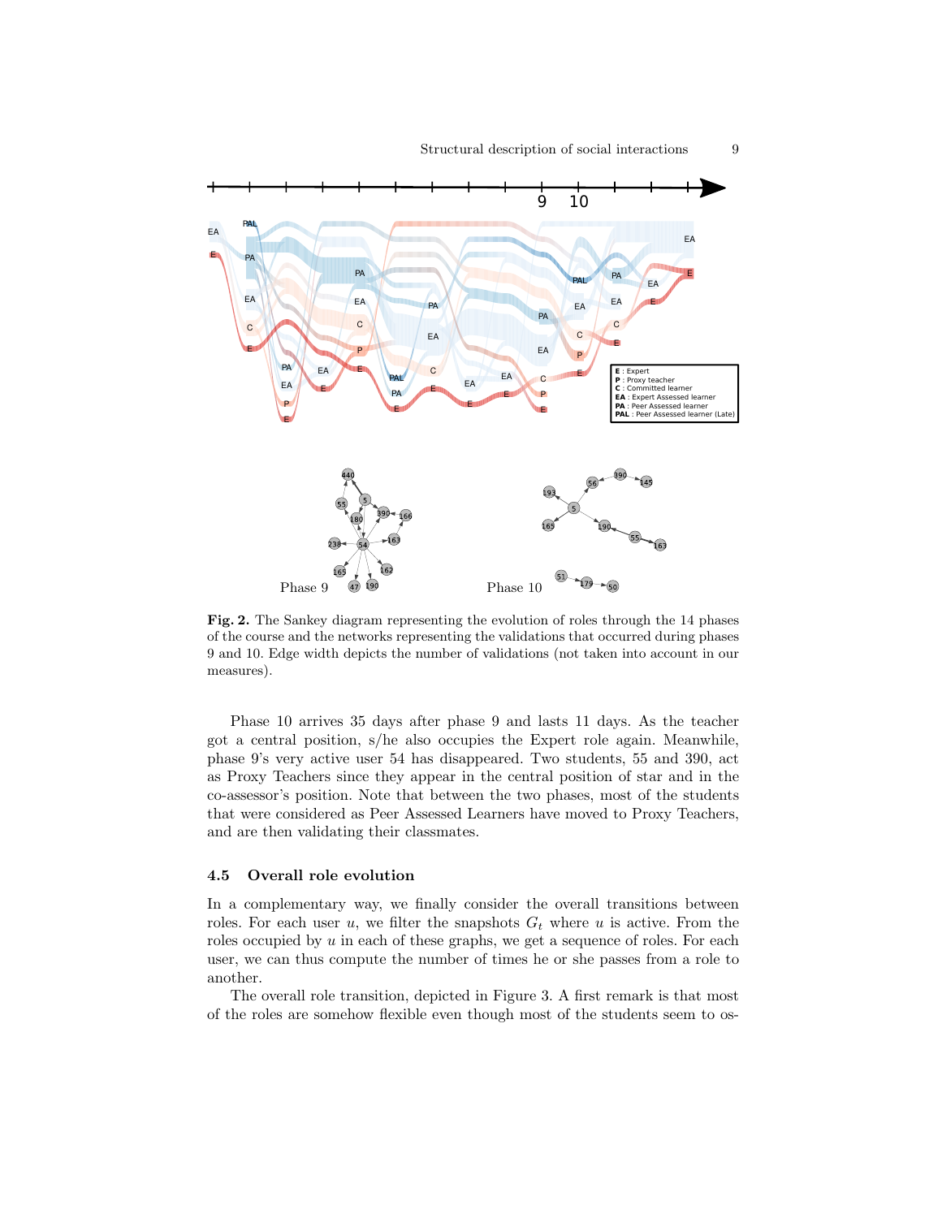**Fig. 2.** The Sankey diagram representing the evolution of roles through the 14 phases of the course and the networks representing the validations that occurred during phases 9 and 10. Edge width depicts the number of validations (not taken into account in our measures).

Phase 10 arrives 35 days after phase 9 and lasts 11 days. As the teacher got a central position, s/he also occupies the Expert role again. Meanwhile, phase 9's very active user 54 has disappeared. Two students, 55 and 390, act as Proxy Teachers since they appear in the central position of star and in the co-assessor's position. Note that between the two phases, most of the students that were considered as Peer Assessed Learners have moved to Proxy Teachers, and are then validating their classmates.

### 4.5 Overall role evolution

In a complementary way, we finally consider the overall transitions between roles. For each user $u$, we filter the snapshots $G_t$ where $u$ is active. From the roles occupied by $u$ in each of these graphs, we get a sequence of roles. For each user, we can thus compute the number of times he or she passes from a role to another.

The overall role transition, depicted in Figure 3. A first remark is that most of the roles are somehow flexible even though most of the students seem to os-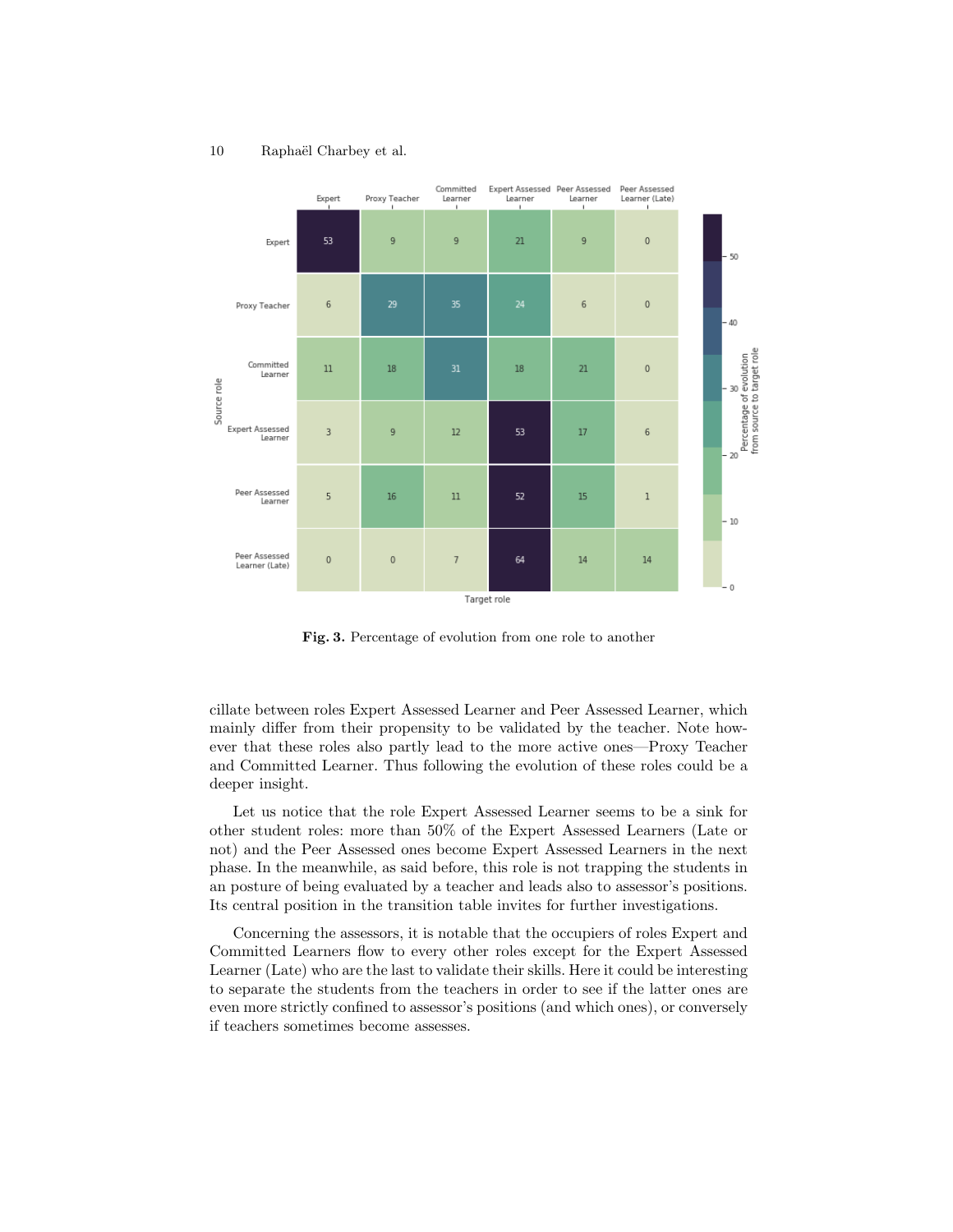| Source role \ Target role | Expert | Proxy Teacher | Committed Learner | Expert Assessed Learner | Peer Assessed Learner | Peer Assessed Learner (Late) |
|---|---|---|---|---|---|---|
| Expert | 53 | 9 | 9 | 21 | 9 | 0 |
| Proxy Teacher | 6 | 29 | 35 | 24 | 6 | 0 |
| Committed Learner | 11 | 18 | 31 | 18 | 21 | 0 |
| Expert Assessed Learner | 3 | 9 | 12 | 53 | 17 | 6 |
| Peer Assessed Learner | 5 | 16 | 11 | 52 | 15 | 1 |
| Peer Assessed Learner (Late) | 0 | 0 | 7 | 64 | 14 | 14 |

**Fig. 3.** Percentage of evolution from one role to another

cillate between roles Expert Assessed Learner and Peer Assessed Learner, which mainly differ from their propensity to be validated by the teacher. Note however that these roles also partly lead to the more active ones—Proxy Teacher and Committed Learner. Thus following the evolution of these roles could be a deeper insight.

Let us notice that the role Expert Assessed Learner seems to be a sink for other student roles: more than 50% of the Expert Assessed Learners (Late or not) and the Peer Assessed ones become Expert Assessed Learners in the next phase. In the meanwhile, as said before, this role is not trapping the students in an posture of being evaluated by a teacher and leads also to assessor's positions. Its central position in the transition table invites for further investigations.

Concerning the assessors, it is notable that the occupiers of roles Expert and Committed Learners flow to every other roles except for the Expert Assessed Learner (Late) who are the last to validate their skills. Here it could be interesting to separate the students from the teachers in order to see if the latter ones are even more strictly confined to assessor's positions (and which ones), or conversely if teachers sometimes become assesses.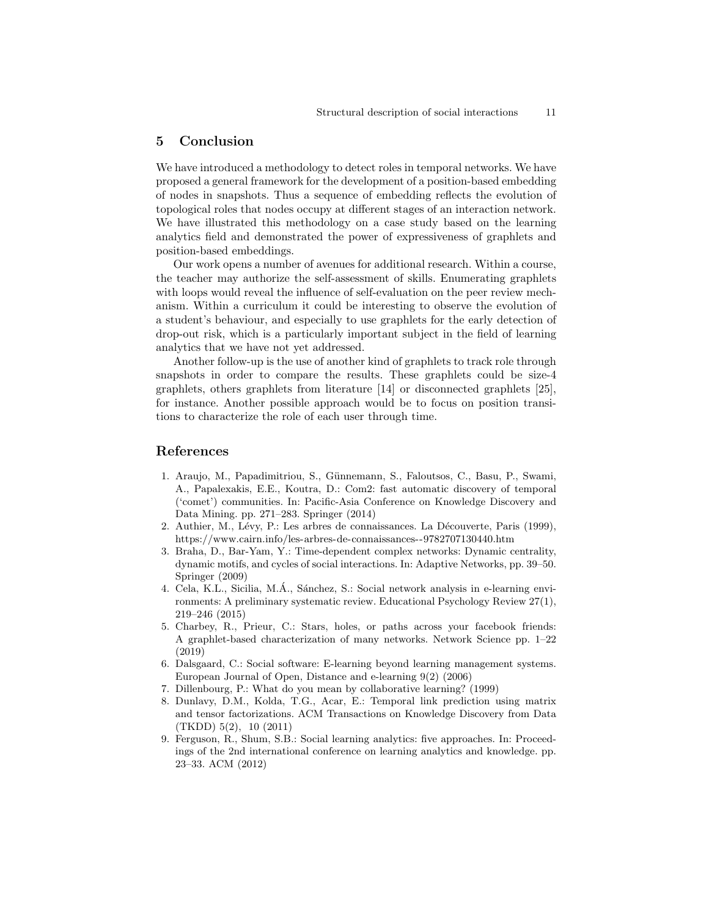## 5 Conclusion

We have introduced a methodology to detect roles in temporal networks. We have proposed a general framework for the development of a position-based embedding of nodes in snapshots. Thus a sequence of embedding reflects the evolution of topological roles that nodes occupy at different stages of an interaction network. We have illustrated this methodology on a case study based on the learning analytics field and demonstrated the power of expressiveness of graphlets and position-based embeddings.

Our work opens a number of avenues for additional research. Within a course, the teacher may authorize the self-assessment of skills. Enumerating graphlets with loops would reveal the influence of self-evaluation on the peer review mechanism. Within a curriculum it could be interesting to observe the evolution of a student's behaviour, and especially to use graphlets for the early detection of drop-out risk, which is a particularly important subject in the field of learning analytics that we have not yet addressed.

Another follow-up is the use of another kind of graphlets to track role through snapshots in order to compare the results. These graphlets could be size-4 graphlets, others graphlets from literature [14] or disconnected graphlets [25], for instance. Another possible approach would be to focus on position transitions to characterize the role of each user through time.

## References

1. Araujo, M., Papadimitriou, S., Günnemann, S., Faloutsos, C., Basu, P., Swami, A., Papalexakis, E.E., Koutra, D.: Com2: fast automatic discovery of temporal ('comet') communities. In: Pacific-Asia Conference on Knowledge Discovery and Data Mining. pp. 271–283. Springer (2014)
2. Authier, M., Lévy, P.: Les arbres de connaissances. La Découverte, Paris (1999), https://www.cairn.info/les-arbres-de-connaissances--9782707130440.htm
3. Braha, D., Bar-Yam, Y.: Time-dependent complex networks: Dynamic centrality, dynamic motifs, and cycles of social interactions. In: Adaptive Networks, pp. 39–50. Springer (2009)
4. Cela, K.L., Sicilia, M.Á., Sánchez, S.: Social network analysis in e-learning environments: A preliminary systematic review. Educational Psychology Review 27(1), 219–246 (2015)
5. Charbey, R., Prieur, C.: Stars, holes, or paths across your facebook friends: A graphlet-based characterization of many networks. Network Science pp. 1–22 (2019)
6. Dalsgaard, C.: Social software: E-learning beyond learning management systems. European Journal of Open, Distance and e-learning 9(2) (2006)
7. Dillenbourg, P.: What do you mean by collaborative learning? (1999)
8. Dunlavy, D.M., Kolda, T.G., Acar, E.: Temporal link prediction using matrix and tensor factorizations. ACM Transactions on Knowledge Discovery from Data (TKDD) 5(2), 10 (2011)
9. Ferguson, R., Shum, S.B.: Social learning analytics: five approaches. In: Proceedings of the 2nd international conference on learning analytics and knowledge. pp. 23–33. ACM (2012)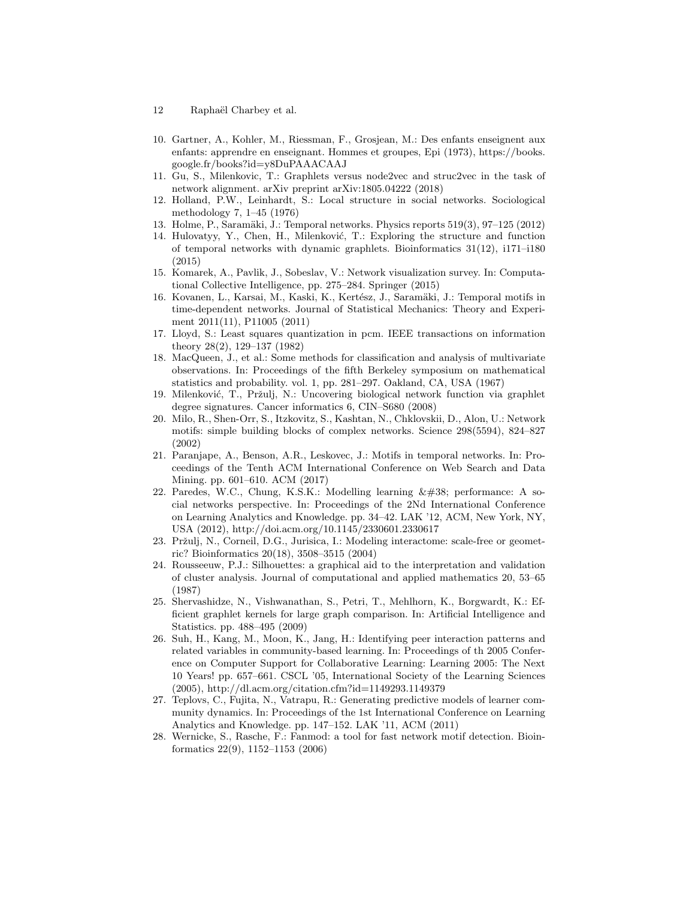10. Gartner, A., Kohler, M., Riessman, F., Grosjean, M.: Des enfants enseignent aux enfants: apprendre en enseignant. Hommes et groupes, Epi (1973), https://books.google.fr/books?id=y8DuPAAACAAJ
11. Gu, S., Milenkovic, T.: Graphlets versus node2vec and struc2vec in the task of network alignment. arXiv preprint arXiv:1805.04222 (2018)
12. Holland, P.W., Leinhardt, S.: Local structure in social networks. Sociological methodology 7, 1–45 (1976)
13. Holme, P., Saramäki, J.: Temporal networks. Physics reports 519(3), 97–125 (2012)
14. Hulovatyy, Y., Chen, H., Milenković, T.: Exploring the structure and function of temporal networks with dynamic graphlets. Bioinformatics 31(12), i171–i180 (2015)
15. Komarek, A., Pavlik, J., Sobeslav, V.: Network visualization survey. In: Computational Collective Intelligence, pp. 275–284. Springer (2015)
16. Kovanen, L., Karsai, M., Kaski, K., Kertész, J., Saramäki, J.: Temporal motifs in time-dependent networks. Journal of Statistical Mechanics: Theory and Experiment 2011(11), P11005 (2011)
17. Lloyd, S.: Least squares quantization in pcm. IEEE transactions on information theory 28(2), 129–137 (1982)
18. MacQueen, J., et al.: Some methods for classification and analysis of multivariate observations. In: Proceedings of the fifth Berkeley symposium on mathematical statistics and probability. vol. 1, pp. 281–297. Oakland, CA, USA (1967)
19. Milenković, T., Pržulj, N.: Uncovering biological network function via graphlet degree signatures. Cancer informatics 6, CIN–S680 (2008)
20. Milo, R., Shen-Orr, S., Itzkovitz, S., Kashtan, N., Chklovskii, D., Alon, U.: Network motifs: simple building blocks of complex networks. Science 298(5594), 824–827 (2002)
21. Paranjape, A., Benson, A.R., Leskovec, J.: Motifs in temporal networks. In: Proceedings of the Tenth ACM International Conference on Web Search and Data Mining. pp. 601–610. ACM (2017)
22. Paredes, W.C., Chung, K.S.K.: Modelling learning &#38; performance: A social networks perspective. In: Proceedings of the 2Nd International Conference on Learning Analytics and Knowledge. pp. 34–42. LAK '12, ACM, New York, NY, USA (2012), http://doi.acm.org/10.1145/2330601.2330617
23. Pržulj, N., Corneil, D.G., Jurisica, I.: Modeling interactome: scale-free or geometric? Bioinformatics 20(18), 3508–3515 (2004)
24. Rousseeuw, P.J.: Silhouettes: a graphical aid to the interpretation and validation of cluster analysis. Journal of computational and applied mathematics 20, 53–65 (1987)
25. Shervashidze, N., Vishwanathan, S., Petri, T., Mehlhorn, K., Borgwardt, K.: Efficient graphlet kernels for large graph comparison. In: Artificial Intelligence and Statistics. pp. 488–495 (2009)
26. Suh, H., Kang, M., Moon, K., Jang, H.: Identifying peer interaction patterns and related variables in community-based learning. In: Proceedings of th 2005 Conference on Computer Support for Collaborative Learning: Learning 2005: The Next 10 Years! pp. 657–661. CSCL '05, International Society of the Learning Sciences (2005), http://dl.acm.org/citation.cfm?id=1149293.1149379
27. Teplovs, C., Fujita, N., Vatrapu, R.: Generating predictive models of learner community dynamics. In: Proceedings of the 1st International Conference on Learning Analytics and Knowledge. pp. 147–152. LAK '11, ACM (2011)
28. Wernicke, S., Rasche, F.: Fanmod: a tool for fast network motif detection. Bioinformatics 22(9), 1152–1153 (2006)